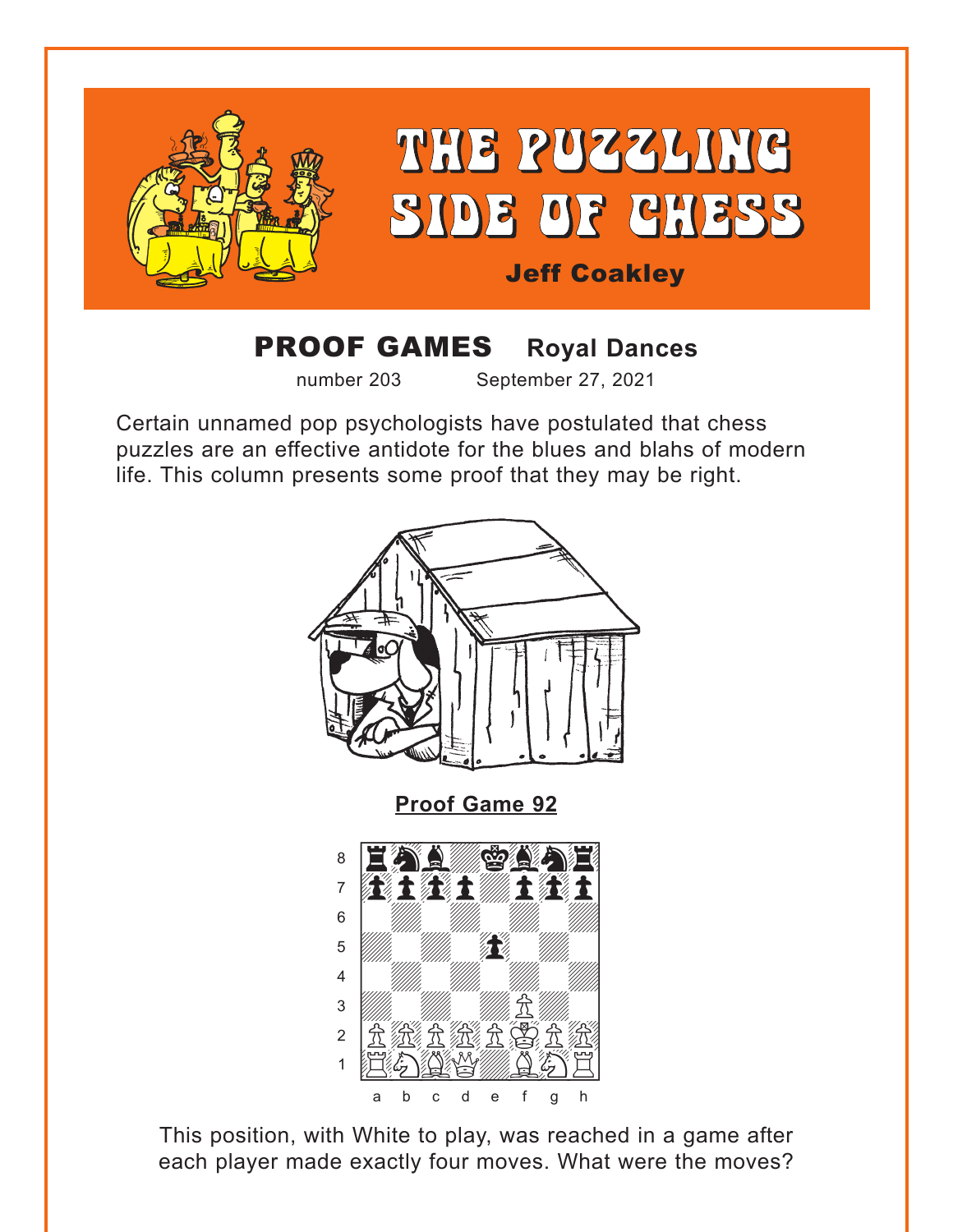# THE PUZZLING SIDE OF CHESS

**Jeff Coakley**

## PROOF GAMES Royal Dances

number 203 September 27, 2021

Certain unnamed pop psychologists have postulated that chess puzzles are an effective antidote for the blues and blahs of modern life. This column presents some proof that they may be right.

**Proof Game 92**

This position, with White to play, was reached in a game after each player made exactly four moves. What were the moves?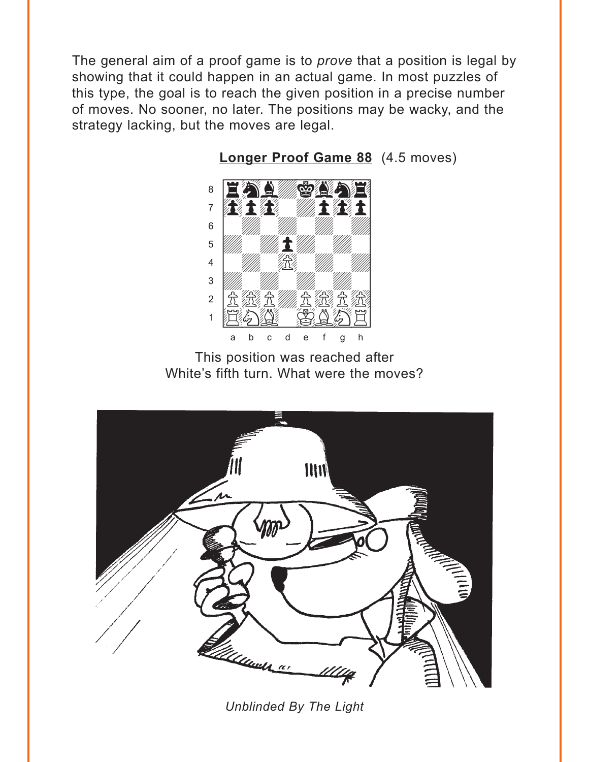The general aim of a proof game is to *prove* that a position is legal by showing that it could happen in an actual game. In most puzzles of this type, the goal is to reach the given position in a precise number of moves. No sooner, no later. The positions may be wacky, and the strategy lacking, but the moves are legal.

**Longer Proof Game 88** (4.5 moves)

This position was reached after White's fifth turn. What were the moves?

*Unblinded By The Light*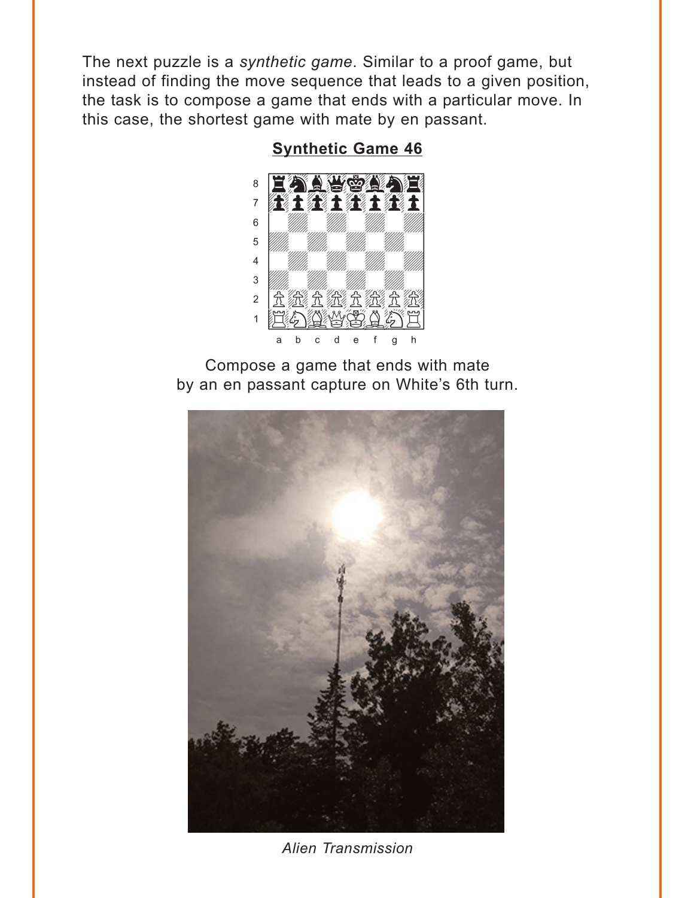The next puzzle is a *synthetic game*. Similar to a proof game, but instead of finding the move sequence that leads to a given position, the task is to compose a game that ends with a particular move. In this case, the shortest game with mate by en passant.

## Synthetic Game 46

Compose a game that ends with mate by an en passant capture on White's 6th turn.

*Alien Transmission*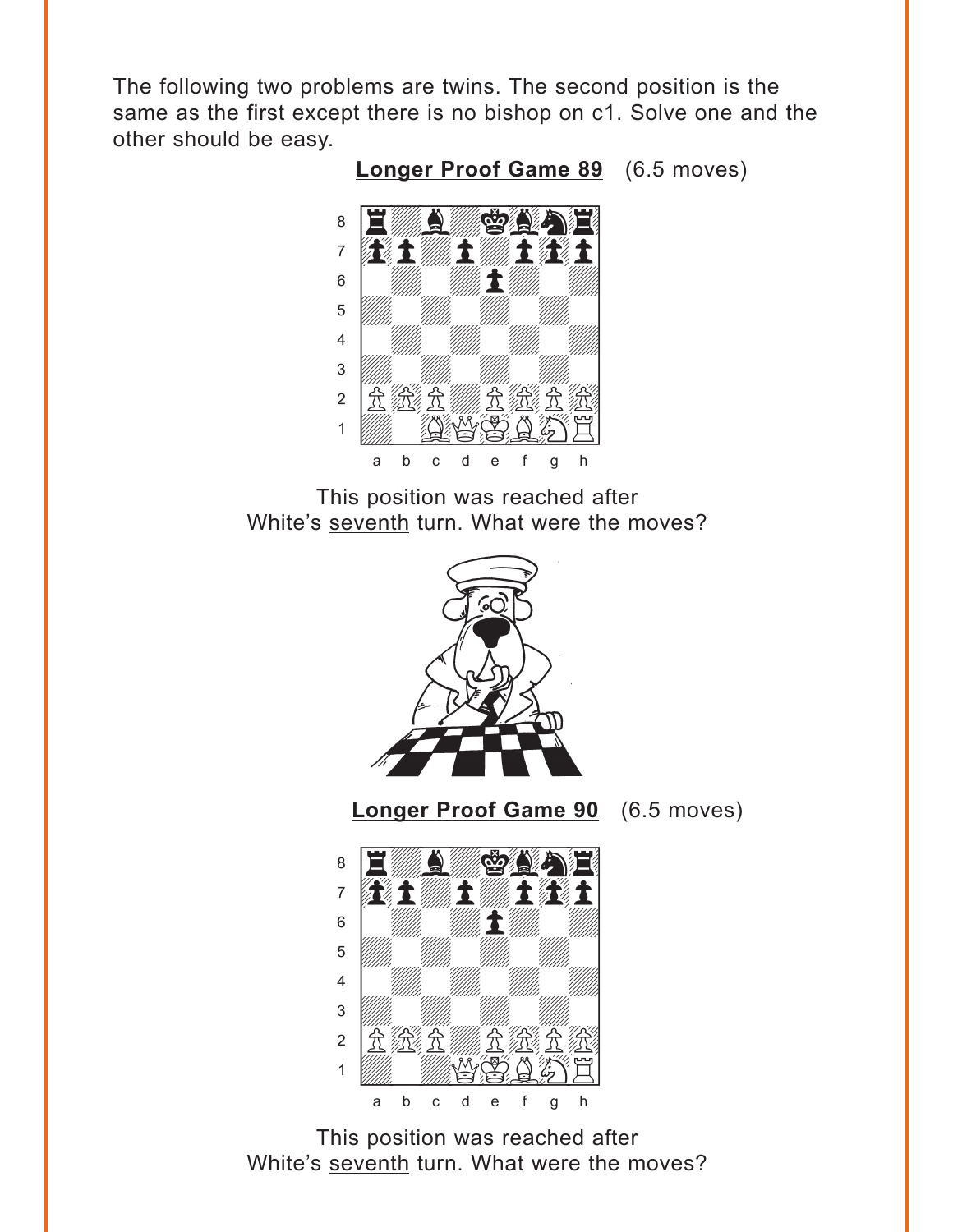The following two problems are twins. The second position is the same as the first except there is no bishop on c1. Solve one and the other should be easy.

**Longer Proof Game 89** (6.5 moves)

This position was reached after White's seventh turn. What were the moves?

**Longer Proof Game 90** (6.5 moves)

This position was reached after White's seventh turn. What were the moves?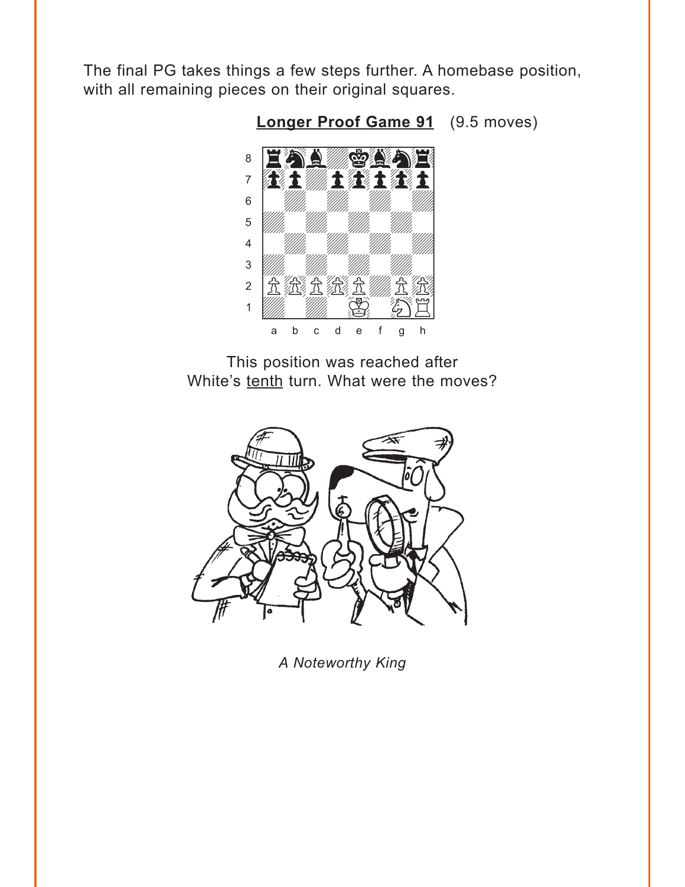The final PG takes things a few steps further. A homebase position, with all remaining pieces on their original squares.

**Longer Proof Game 91** (9.5 moves)

This position was reached after White's tenth turn. What were the moves?

*A Noteworthy King*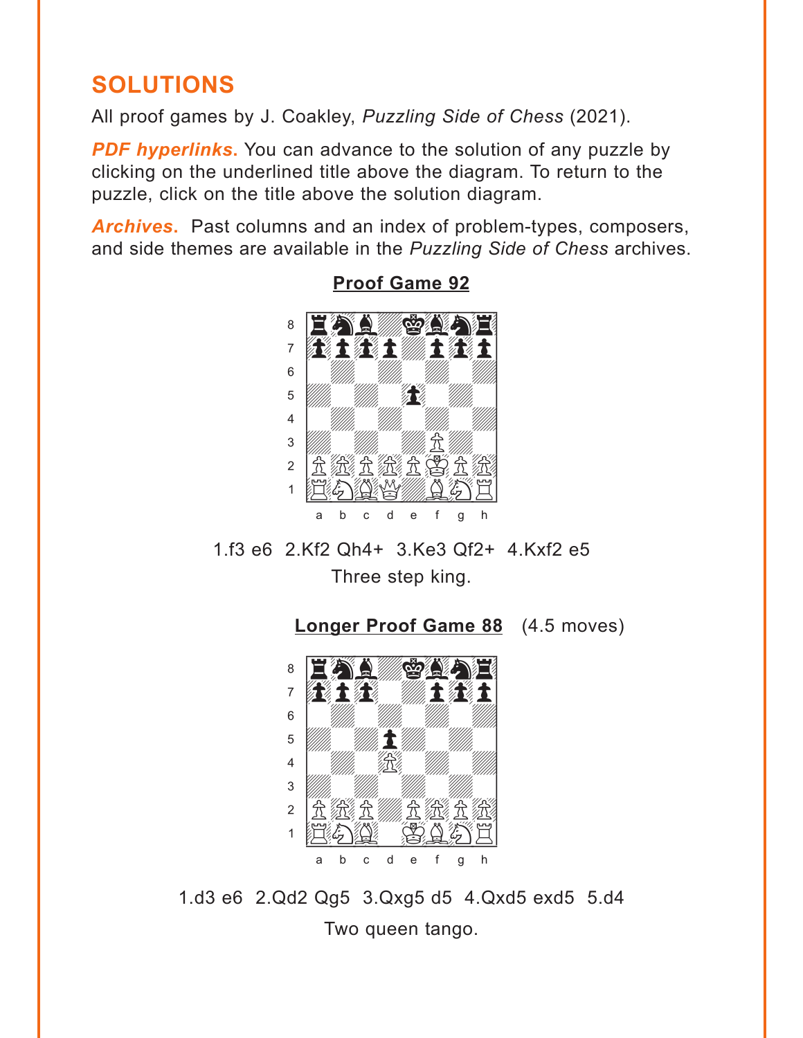# SOLUTIONS

All proof games by J. Coakley, *Puzzling Side of Chess* (2021).

***PDF hyperlinks.*** You can advance to the solution of any puzzle by clicking on the underlined title above the diagram. To return to the puzzle, click on the title above the solution diagram.

***Archives.*** Past columns and an index of problem-types, composers, and side themes are available in the *Puzzling Side of Chess* archives.

## Proof Game 92

1.f3 e6 2.Kf2 Qh4+ 3.Ke3 Qf2+ 4.Kxf2 e5

Three step king.

## Longer Proof Game 88 (4.5 moves)

1.d3 e6 2.Qd2 Qg5 3.Qxg5 d5 4.Qxd5 exd5 5.d4

Two queen tango.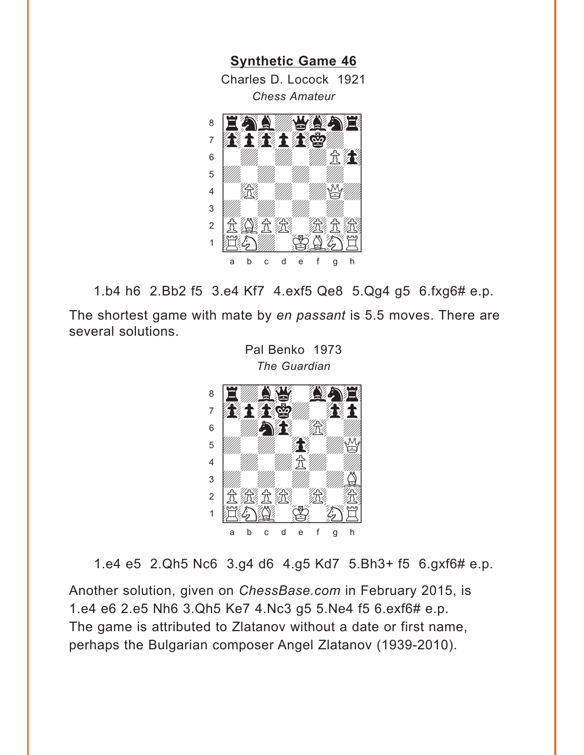## Synthetic Game 46

Charles D. Locock 1921

*Chess Amateur*

1.b4 h6 2.Bb2 f5 3.e4 Kf7 4.exf5 Qe8 5.Qg4 g5 6.fxg6# e.p.

The shortest game with mate by *en passant* is 5.5 moves. There are several solutions.

Pal Benko 1973

*The Guardian*

1.e4 e5 2.Qh5 Nc6 3.g4 d6 4.g5 Kd7 5.Bh3+ f5 6.gxf6# e.p.

Another solution, given on *ChessBase.com* in February 2015, is 1.e4 e6 2.e5 Nh6 3.Qh5 Ke7 4.Nc3 g5 5.Ne4 f5 6.exf6# e.p. The game is attributed to Zlatanov without a date or first name, perhaps the Bulgarian composer Angel Zlatanov (1939-2010).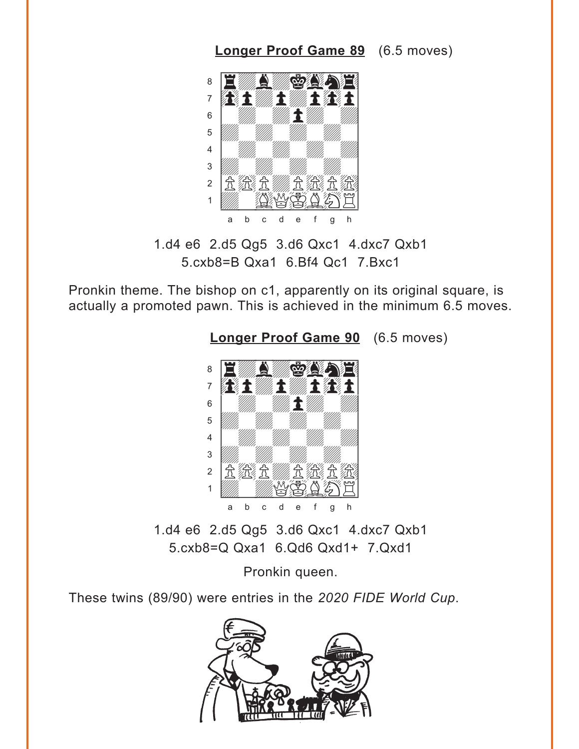**Longer Proof Game 89** (6.5 moves)

1.d4 e6 2.d5 Qg5 3.d6 Qxc1 4.dxc7 Qxb1 5.cxb8=B Qxa1 6.Bf4 Qc1 7.Bxc1

Pronkin theme. The bishop on c1, apparently on its original square, is actually a promoted pawn. This is achieved in the minimum 6.5 moves.

**Longer Proof Game 90** (6.5 moves)

1.d4 e6 2.d5 Qg5 3.d6 Qxc1 4.dxc7 Qxb1 5.cxb8=Q Qxa1 6.Qd6 Qxd1+ 7.Qxd1

Pronkin queen.

These twins (89/90) were entries in the *2020 FIDE World Cup*.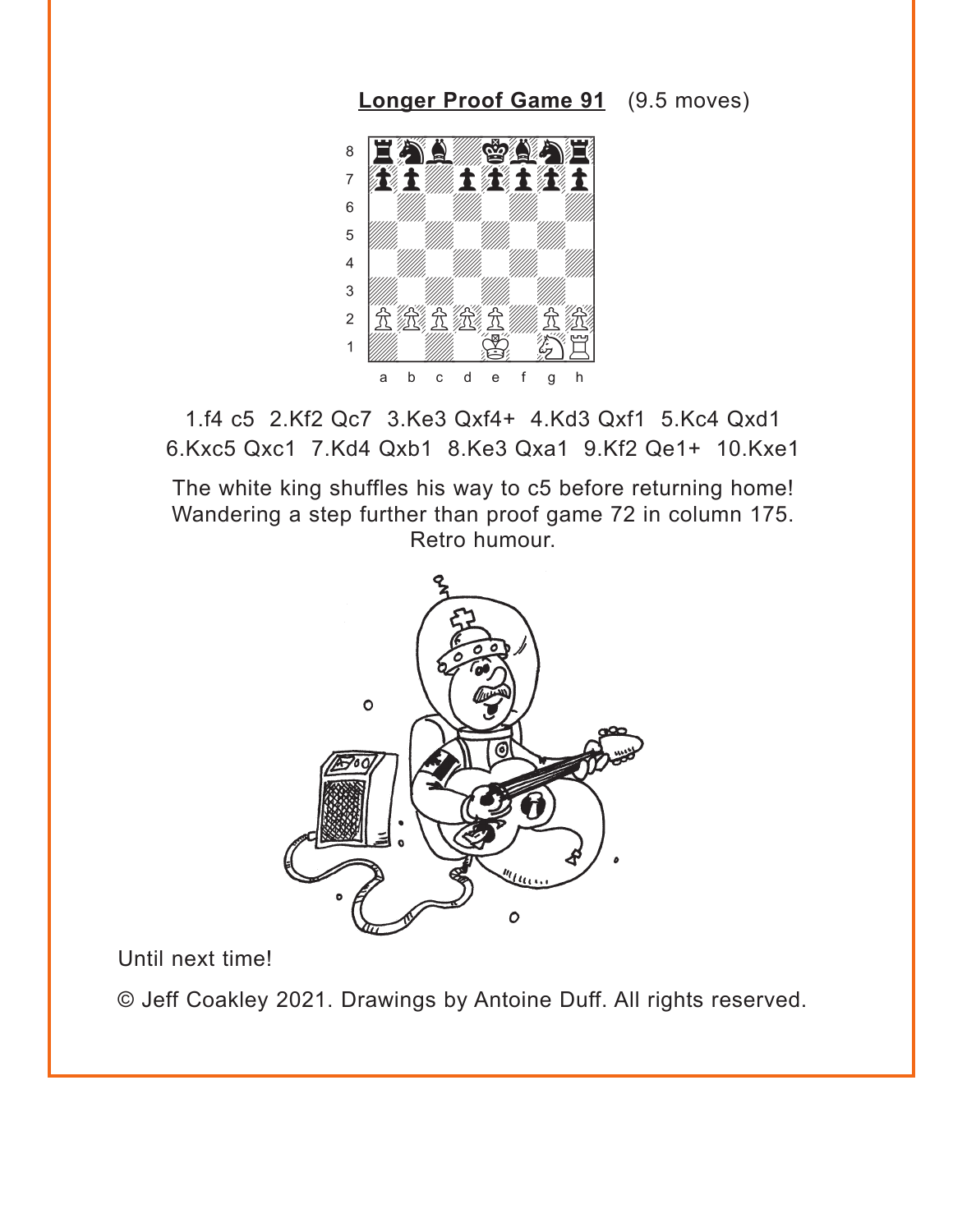**Longer Proof Game 91** (9.5 moves)

1.f4 c5 2.Kf2 Qc7 3.Ke3 Qxf4+ 4.Kd3 Qxf1 5.Kc4 Qxd1 6.Kxc5 Qxc1 7.Kd4 Qxb1 8.Ke3 Qxa1 9.Kf2 Qe1+ 10.Kxe1

The white king shuffles his way to c5 before returning home! Wandering a step further than proof game 72 in column 175. Retro humour.

Until next time!

© Jeff Coakley 2021. Drawings by Antoine Duff. All rights reserved.